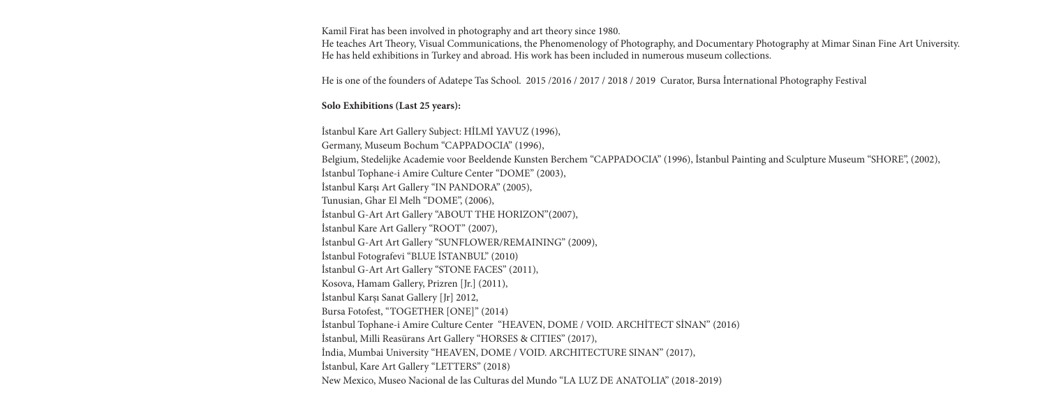Kamil Firat has been involved in photography and art theory since 1980.
He teaches Art Theory, Visual Communications, the Phenomenology of Photography, and Documentary Photography at Mimar Sinan Fine Art University.
He has held exhibitions in Turkey and abroad. His work has been included in numerous museum collections.

He is one of the founders of Adatepe Tas School. 2015 /2016 / 2017 / 2018 / 2019 Curator, Bursa İnternational Photography Festival

**Solo Exhibitions (Last 25 years):**

İstanbul Kare Art Gallery Subject: HİLMİ YAVUZ (1996),
Germany, Museum Bochum "CAPPADOCIA" (1996),
Belgium, Stedelijke Academie voor Beeldende Kunsten Berchem "CAPPADOCIA" (1996), İstanbul Painting and Sculpture Museum "SHORE", (2002),
İstanbul Tophane-i Amire Culture Center "DOME" (2003),
İstanbul Karşı Art Gallery "IN PANDORA" (2005),
Tunusian, Ghar El Melh "DOME", (2006),
İstanbul G-Art Art Gallery "ABOUT THE HORIZON"(2007),
İstanbul Kare Art Gallery "ROOT" (2007),
İstanbul G-Art Art Gallery "SUNFLOWER/REMAINING" (2009),
İstanbul Fotografevi "BLUE İSTANBUL" (2010)
İstanbul G-Art Art Gallery "STONE FACES" (2011),
Kosova, Hamam Gallery, Prizren [Jr.] (2011),
İstanbul Karşı Sanat Gallery [Jr] 2012,
Bursa Fotofest, "TOGETHER [ONE]" (2014)
İstanbul Tophane-i Amire Culture Center "HEAVEN, DOME / VOID. ARCHİTECT SİNAN" (2016)
İstanbul, Milli Reasürans Art Gallery "HORSES & CITIES" (2017),
İndia, Mumbai University "HEAVEN, DOME / VOID. ARCHITECTURE SINAN" (2017),
İstanbul, Kare Art Gallery "LETTERS" (2018)
New Mexico, Museo Nacional de las Culturas del Mundo "LA LUZ DE ANATOLIA" (2018-2019)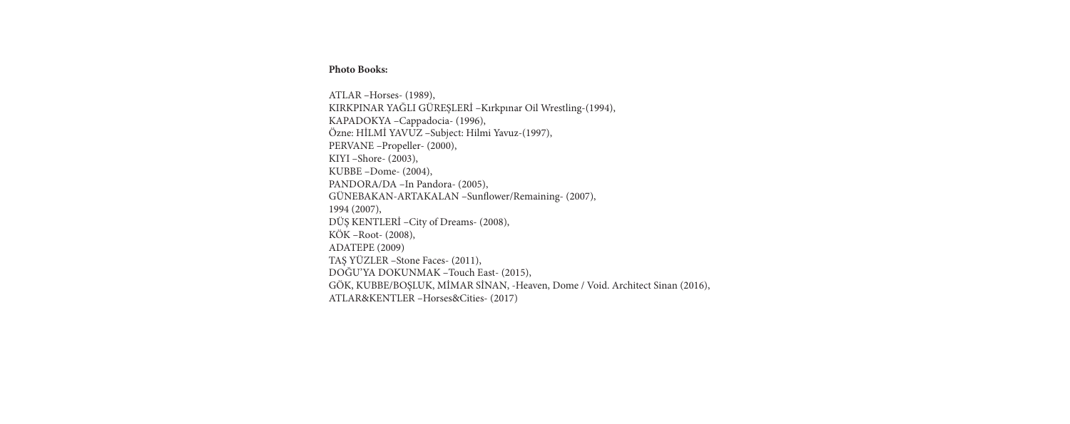**Photo Books:**

ATLAR –Horses- (1989),
KIRKPINAR YAĞLI GÜREŞLERİ –Kırkpınar Oil Wrestling-(1994),
KAPADOKYA –Cappadocia- (1996),
Özne: HİLMİ YAVUZ –Subject: Hilmi Yavuz-(1997),
PERVANE –Propeller- (2000),
KIYI –Shore- (2003),
KUBBE –Dome- (2004),
PANDORA/DA –In Pandora- (2005),
GÜNEBAKAN-ARTAKALAN –Sunflower/Remaining- (2007),
1994 (2007),
DÜŞ KENTLERİ –City of Dreams- (2008),
KÖK –Root- (2008),
ADATEPE (2009)
TAŞ YÜZLER –Stone Faces- (2011),
DOĞU'YA DOKUNMAK –Touch East- (2015),
GÖK, KUBBE/BOŞLUK, MİMAR SİNAN, -Heaven, Dome / Void. Architect Sinan (2016),
ATLAR&KENTLER –Horses&Cities- (2017)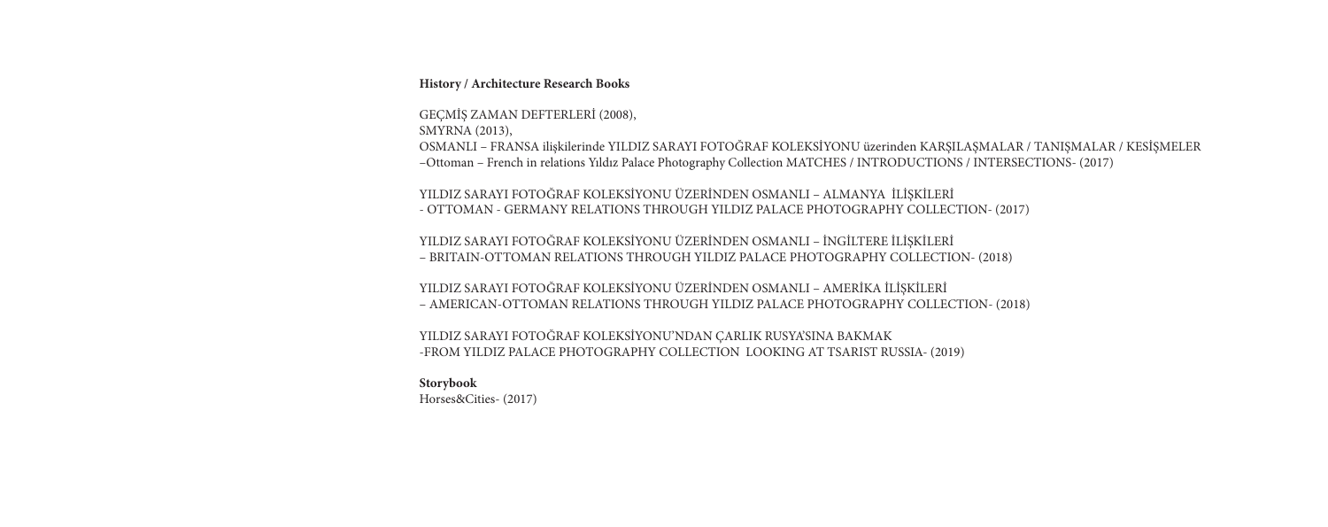**History / Architecture Research Books**

GEÇMİŞ ZAMAN DEFTERLERİ (2008),
SMYRNA (2013),
OSMANLI – FRANSA ilişkilerinde YILDIZ SARAYI FOTOĞRAF KOLEKSİYONU üzerinden KARŞILAŞMALAR / TANIŞMALAR / KESİŞMELER
–Ottoman – French in relations Yıldız Palace Photography Collection MATCHES / INTRODUCTIONS / INTERSECTIONS- (2017)

YILDIZ SARAYI FOTOĞRAF KOLEKSİYONU ÜZERİNDEN OSMANLI – ALMANYA İLİŞKİLERİ
- OTTOMAN - GERMANY RELATIONS THROUGH YILDIZ PALACE PHOTOGRAPHY COLLECTION- (2017)

YILDIZ SARAYI FOTOĞRAF KOLEKSİYONU ÜZERİNDEN OSMANLI – İNGİLTERE İLİŞKİLERİ
– BRITAIN-OTTOMAN RELATIONS THROUGH YILDIZ PALACE PHOTOGRAPHY COLLECTION- (2018)

YILDIZ SARAYI FOTOĞRAF KOLEKSİYONU ÜZERİNDEN OSMANLI – AMERİKA İLİŞKİLERİ
– AMERICAN-OTTOMAN RELATIONS THROUGH YILDIZ PALACE PHOTOGRAPHY COLLECTION- (2018)

YILDIZ SARAYI FOTOĞRAF KOLEKSİYONU'NDAN ÇARLIK RUSYA'SINA BAKMAK
-FROM YILDIZ PALACE PHOTOGRAPHY COLLECTION LOOKING AT TSARIST RUSSIA- (2019)

**Storybook**
Horses&Cities- (2017)